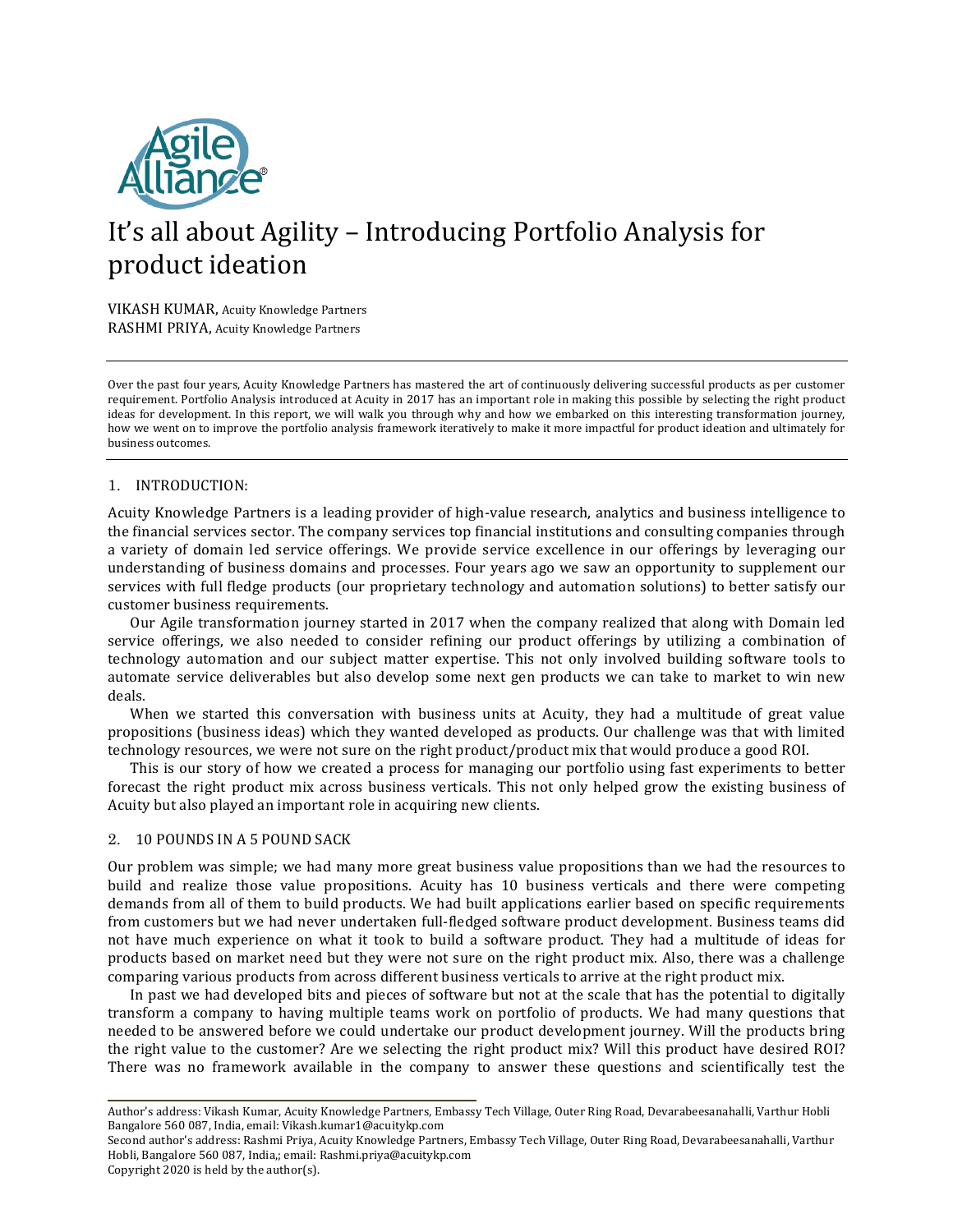# It's all about Agility – Introducing Portfolio Analysis for product ideation

VIKASH KUMAR, Acuity Knowledge Partners
RASHMI PRIYA, Acuity Knowledge Partners

---

Over the past four years, Acuity Knowledge Partners has mastered the art of continuously delivering successful products as per customer requirement. Portfolio Analysis introduced at Acuity in 2017 has an important role in making this possible by selecting the right product ideas for development. In this report, we will walk you through why and how we embarked on this interesting transformation journey, how we went on to improve the portfolio analysis framework iteratively to make it more impactful for product ideation and ultimately for business outcomes.

---

## 1. INTRODUCTION:

Acuity Knowledge Partners is a leading provider of high-value research, analytics and business intelligence to the financial services sector. The company services top financial institutions and consulting companies through a variety of domain led service offerings. We provide service excellence in our offerings by leveraging our understanding of business domains and processes. Four years ago we saw an opportunity to supplement our services with full fledge products (our proprietary technology and automation solutions) to better satisfy our customer business requirements.

Our Agile transformation journey started in 2017 when the company realized that along with Domain led service offerings, we also needed to consider refining our product offerings by utilizing a combination of technology automation and our subject matter expertise. This not only involved building software tools to automate service deliverables but also develop some next gen products we can take to market to win new deals.

When we started this conversation with business units at Acuity, they had a multitude of great value propositions (business ideas) which they wanted developed as products. Our challenge was that with limited technology resources, we were not sure on the right product/product mix that would produce a good ROI.

This is our story of how we created a process for managing our portfolio using fast experiments to better forecast the right product mix across business verticals. This not only helped grow the existing business of Acuity but also played an important role in acquiring new clients.

## 2. 10 POUNDS IN A 5 POUND SACK

Our problem was simple; we had many more great business value propositions than we had the resources to build and realize those value propositions. Acuity has 10 business verticals and there were competing demands from all of them to build products. We had built applications earlier based on specific requirements from customers but we had never undertaken full-fledged software product development. Business teams did not have much experience on what it took to build a software product. They had a multitude of ideas for products based on market need but they were not sure on the right product mix. Also, there was a challenge comparing various products from across different business verticals to arrive at the right product mix.

In past we had developed bits and pieces of software but not at the scale that has the potential to digitally transform a company to having multiple teams work on portfolio of products. We had many questions that needed to be answered before we could undertake our product development journey. Will the products bring the right value to the customer? Are we selecting the right product mix? Will this product have desired ROI? There was no framework available in the company to answer these questions and scientifically test the

---

Author's address: Vikash Kumar, Acuity Knowledge Partners, Embassy Tech Village, Outer Ring Road, Devarabeesanahalli, Varthur Hobli Bangalore 560 087, India, email: Vikash.kumar1@acuitykp.com
Second author's address: Rashmi Priya, Acuity Knowledge Partners, Embassy Tech Village, Outer Ring Road, Devarabeesanahalli, Varthur Hobli, Bangalore 560 087, India,; email: Rashmi.priya@acuitykp.com
Copyright 2020 is held by the author(s).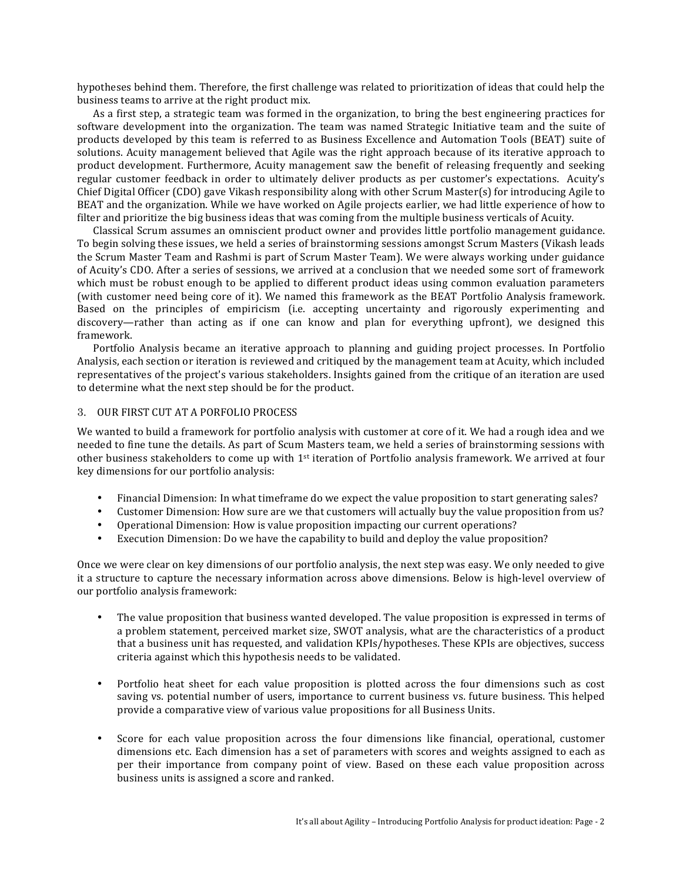hypotheses behind them. Therefore, the first challenge was related to prioritization of ideas that could help the business teams to arrive at the right product mix.

As a first step, a strategic team was formed in the organization, to bring the best engineering practices for software development into the organization. The team was named Strategic Initiative team and the suite of products developed by this team is referred to as Business Excellence and Automation Tools (BEAT) suite of solutions. Acuity management believed that Agile was the right approach because of its iterative approach to product development. Furthermore, Acuity management saw the benefit of releasing frequently and seeking regular customer feedback in order to ultimately deliver products as per customer's expectations. Acuity's Chief Digital Officer (CDO) gave Vikash responsibility along with other Scrum Master(s) for introducing Agile to BEAT and the organization. While we have worked on Agile projects earlier, we had little experience of how to filter and prioritize the big business ideas that was coming from the multiple business verticals of Acuity.

Classical Scrum assumes an omniscient product owner and provides little portfolio management guidance. To begin solving these issues, we held a series of brainstorming sessions amongst Scrum Masters (Vikash leads the Scrum Master Team and Rashmi is part of Scrum Master Team). We were always working under guidance of Acuity's CDO. After a series of sessions, we arrived at a conclusion that we needed some sort of framework which must be robust enough to be applied to different product ideas using common evaluation parameters (with customer need being core of it). We named this framework as the BEAT Portfolio Analysis framework. Based on the principles of empiricism (i.e. accepting uncertainty and rigorously experimenting and discovery—rather than acting as if one can know and plan for everything upfront), we designed this framework.

Portfolio Analysis became an iterative approach to planning and guiding project processes. In Portfolio Analysis, each section or iteration is reviewed and critiqued by the management team at Acuity, which included representatives of the project's various stakeholders. Insights gained from the critique of an iteration are used to determine what the next step should be for the product.

## 3. OUR FIRST CUT AT A PORFOLIO PROCESS

We wanted to build a framework for portfolio analysis with customer at core of it. We had a rough idea and we needed to fine tune the details. As part of Scum Masters team, we held a series of brainstorming sessions with other business stakeholders to come up with 1st iteration of Portfolio analysis framework. We arrived at four key dimensions for our portfolio analysis:

- Financial Dimension: In what timeframe do we expect the value proposition to start generating sales?
- Customer Dimension: How sure are we that customers will actually buy the value proposition from us?
- Operational Dimension: How is value proposition impacting our current operations?
- Execution Dimension: Do we have the capability to build and deploy the value proposition?

Once we were clear on key dimensions of our portfolio analysis, the next step was easy. We only needed to give it a structure to capture the necessary information across above dimensions. Below is high-level overview of our portfolio analysis framework:

- The value proposition that business wanted developed. The value proposition is expressed in terms of a problem statement, perceived market size, SWOT analysis, what are the characteristics of a product that a business unit has requested, and validation KPIs/hypotheses. These KPIs are objectives, success criteria against which this hypothesis needs to be validated.

- Portfolio heat sheet for each value proposition is plotted across the four dimensions such as cost saving vs. potential number of users, importance to current business vs. future business. This helped provide a comparative view of various value propositions for all Business Units.

- Score for each value proposition across the four dimensions like financial, operational, customer dimensions etc. Each dimension has a set of parameters with scores and weights assigned to each as per their importance from company point of view. Based on these each value proposition across business units is assigned a score and ranked.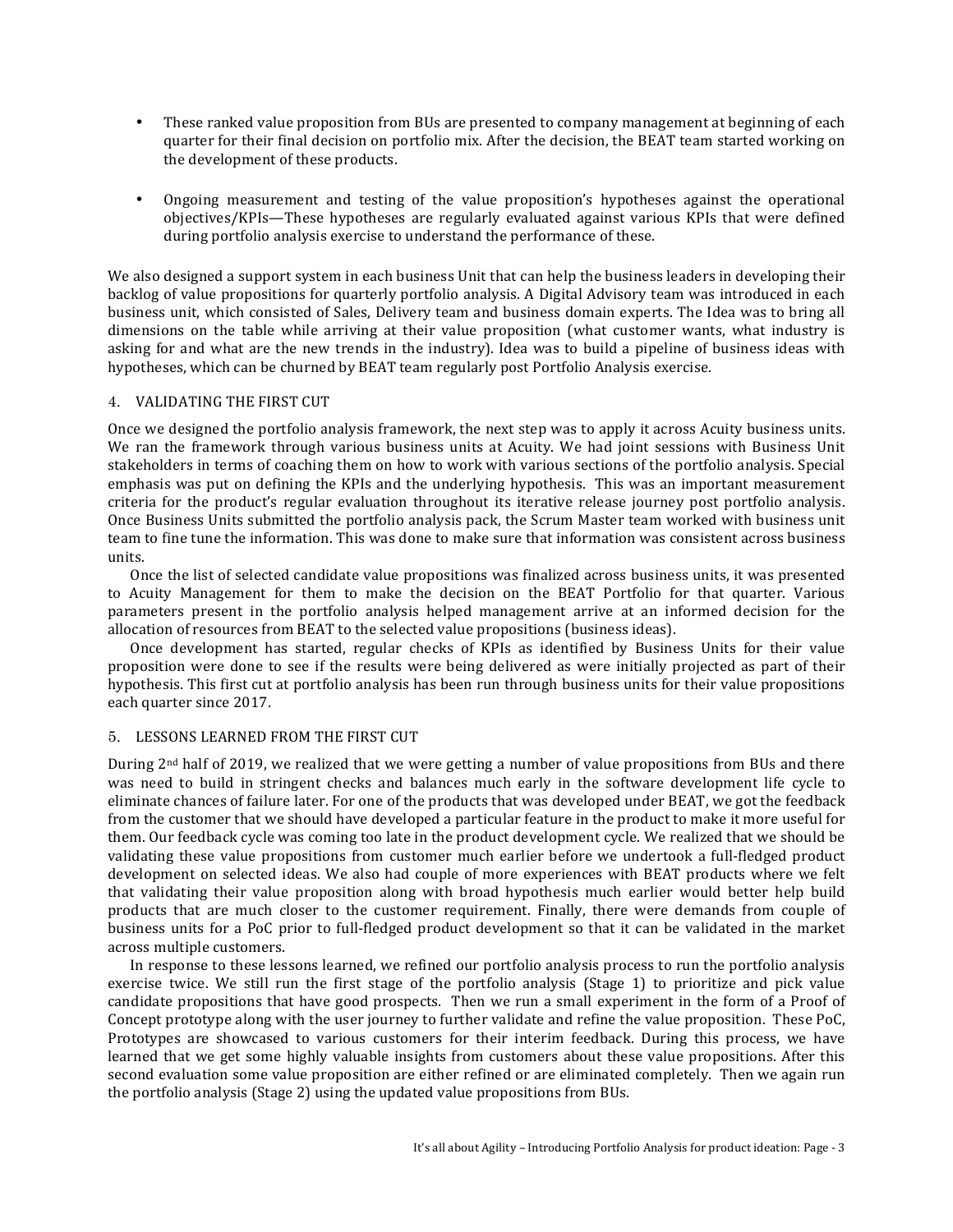- These ranked value proposition from BUs are presented to company management at beginning of each quarter for their final decision on portfolio mix. After the decision, the BEAT team started working on the development of these products.

- Ongoing measurement and testing of the value proposition's hypotheses against the operational objectives/KPIs—These hypotheses are regularly evaluated against various KPIs that were defined during portfolio analysis exercise to understand the performance of these.

We also designed a support system in each business Unit that can help the business leaders in developing their backlog of value propositions for quarterly portfolio analysis. A Digital Advisory team was introduced in each business unit, which consisted of Sales, Delivery team and business domain experts. The Idea was to bring all dimensions on the table while arriving at their value proposition (what customer wants, what industry is asking for and what are the new trends in the industry). Idea was to build a pipeline of business ideas with hypotheses, which can be churned by BEAT team regularly post Portfolio Analysis exercise.

## 4. VALIDATING THE FIRST CUT

Once we designed the portfolio analysis framework, the next step was to apply it across Acuity business units. We ran the framework through various business units at Acuity. We had joint sessions with Business Unit stakeholders in terms of coaching them on how to work with various sections of the portfolio analysis. Special emphasis was put on defining the KPIs and the underlying hypothesis. This was an important measurement criteria for the product's regular evaluation throughout its iterative release journey post portfolio analysis. Once Business Units submitted the portfolio analysis pack, the Scrum Master team worked with business unit team to fine tune the information. This was done to make sure that information was consistent across business units.

Once the list of selected candidate value propositions was finalized across business units, it was presented to Acuity Management for them to make the decision on the BEAT Portfolio for that quarter. Various parameters present in the portfolio analysis helped management arrive at an informed decision for the allocation of resources from BEAT to the selected value propositions (business ideas).

Once development has started, regular checks of KPIs as identified by Business Units for their value proposition were done to see if the results were being delivered as were initially projected as part of their hypothesis. This first cut at portfolio analysis has been run through business units for their value propositions each quarter since 2017.

## 5. LESSONS LEARNED FROM THE FIRST CUT

During 2nd half of 2019, we realized that we were getting a number of value propositions from BUs and there was need to build in stringent checks and balances much early in the software development life cycle to eliminate chances of failure later. For one of the products that was developed under BEAT, we got the feedback from the customer that we should have developed a particular feature in the product to make it more useful for them. Our feedback cycle was coming too late in the product development cycle. We realized that we should be validating these value propositions from customer much earlier before we undertook a full-fledged product development on selected ideas. We also had couple of more experiences with BEAT products where we felt that validating their value proposition along with broad hypothesis much earlier would better help build products that are much closer to the customer requirement. Finally, there were demands from couple of business units for a PoC prior to full-fledged product development so that it can be validated in the market across multiple customers.

In response to these lessons learned, we refined our portfolio analysis process to run the portfolio analysis exercise twice. We still run the first stage of the portfolio analysis (Stage 1) to prioritize and pick value candidate propositions that have good prospects. Then we run a small experiment in the form of a Proof of Concept prototype along with the user journey to further validate and refine the value proposition. These PoC, Prototypes are showcased to various customers for their interim feedback. During this process, we have learned that we get some highly valuable insights from customers about these value propositions. After this second evaluation some value proposition are either refined or are eliminated completely. Then we again run the portfolio analysis (Stage 2) using the updated value propositions from BUs.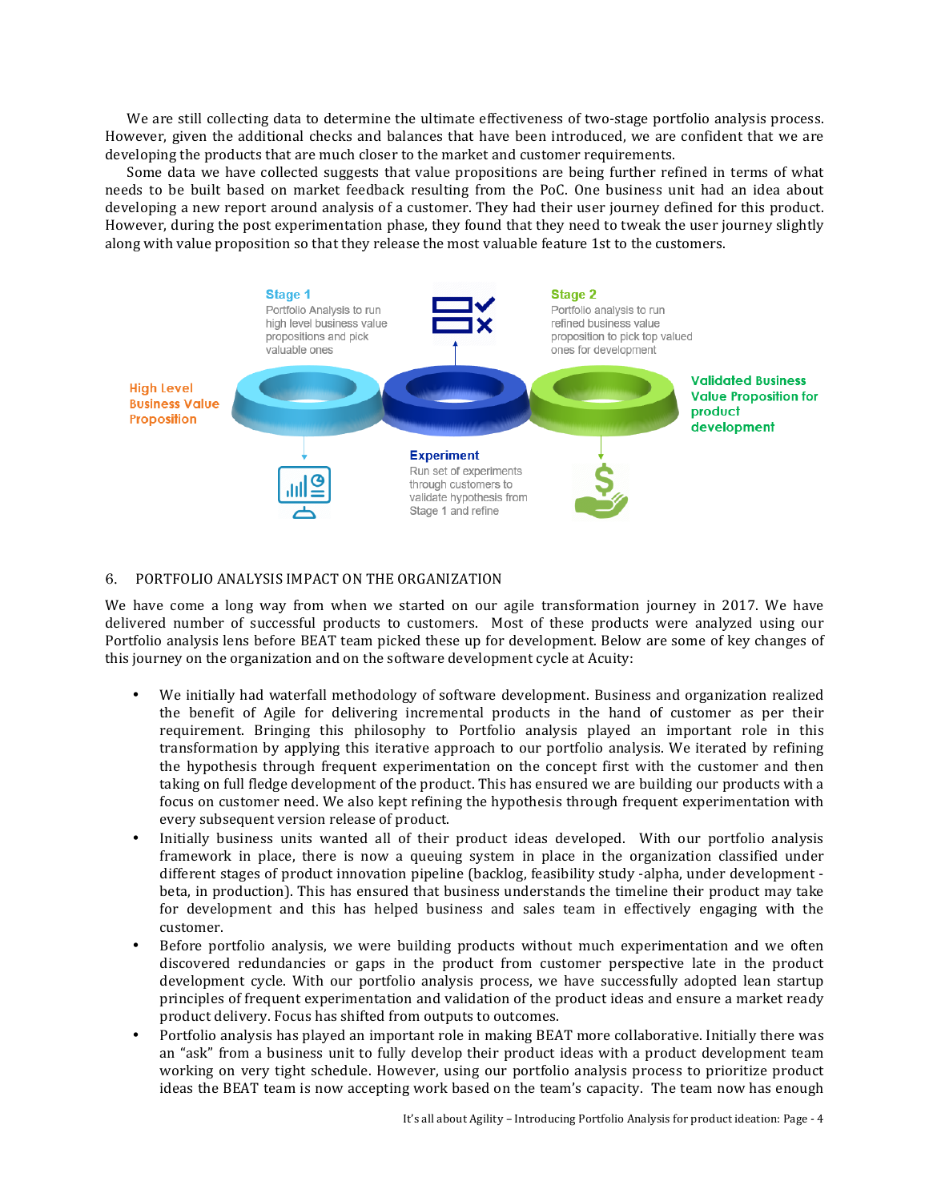We are still collecting data to determine the ultimate effectiveness of two-stage portfolio analysis process. However, given the additional checks and balances that have been introduced, we are confident that we are developing the products that are much closer to the market and customer requirements.

Some data we have collected suggests that value propositions are being further refined in terms of what needs to be built based on market feedback resulting from the PoC. One business unit had an idea about developing a new report around analysis of a customer. They had their user journey defined for this product. However, during the post experimentation phase, they found that they need to tweak the user journey slightly along with value proposition so that they release the most valuable feature 1st to the customers.

**Stage 1**
Portfolio Analysis to run high level business value propositions and pick valuable ones

**Stage 2**
Portfolio analysis to run refined business value proposition to pick top valued ones for development

**High Level Business Value Proposition**

**Validated Business Value Proposition for product development**

**Experiment**
Run set of experiments through customers to validate hypothesis from Stage 1 and refine

## 6. PORTFOLIO ANALYSIS IMPACT ON THE ORGANIZATION

We have come a long way from when we started on our agile transformation journey in 2017. We have delivered number of successful products to customers. Most of these products were analyzed using our Portfolio analysis lens before BEAT team picked these up for development. Below are some of key changes of this journey on the organization and on the software development cycle at Acuity:

- We initially had waterfall methodology of software development. Business and organization realized the benefit of Agile for delivering incremental products in the hand of customer as per their requirement. Bringing this philosophy to Portfolio analysis played an important role in this transformation by applying this iterative approach to our portfolio analysis. We iterated by refining the hypothesis through frequent experimentation on the concept first with the customer and then taking on full fledge development of the product. This has ensured we are building our products with a focus on customer need. We also kept refining the hypothesis through frequent experimentation with every subsequent version release of product.
- Initially business units wanted all of their product ideas developed. With our portfolio analysis framework in place, there is now a queuing system in place in the organization classified under different stages of product innovation pipeline (backlog, feasibility study -alpha, under development - beta, in production). This has ensured that business understands the timeline their product may take for development and this has helped business and sales team in effectively engaging with the customer.
- Before portfolio analysis, we were building products without much experimentation and we often discovered redundancies or gaps in the product from customer perspective late in the product development cycle. With our portfolio analysis process, we have successfully adopted lean startup principles of frequent experimentation and validation of the product ideas and ensure a market ready product delivery. Focus has shifted from outputs to outcomes.
- Portfolio analysis has played an important role in making BEAT more collaborative. Initially there was an "ask" from a business unit to fully develop their product ideas with a product development team working on very tight schedule. However, using our portfolio analysis process to prioritize product ideas the BEAT team is now accepting work based on the team's capacity. The team now has enough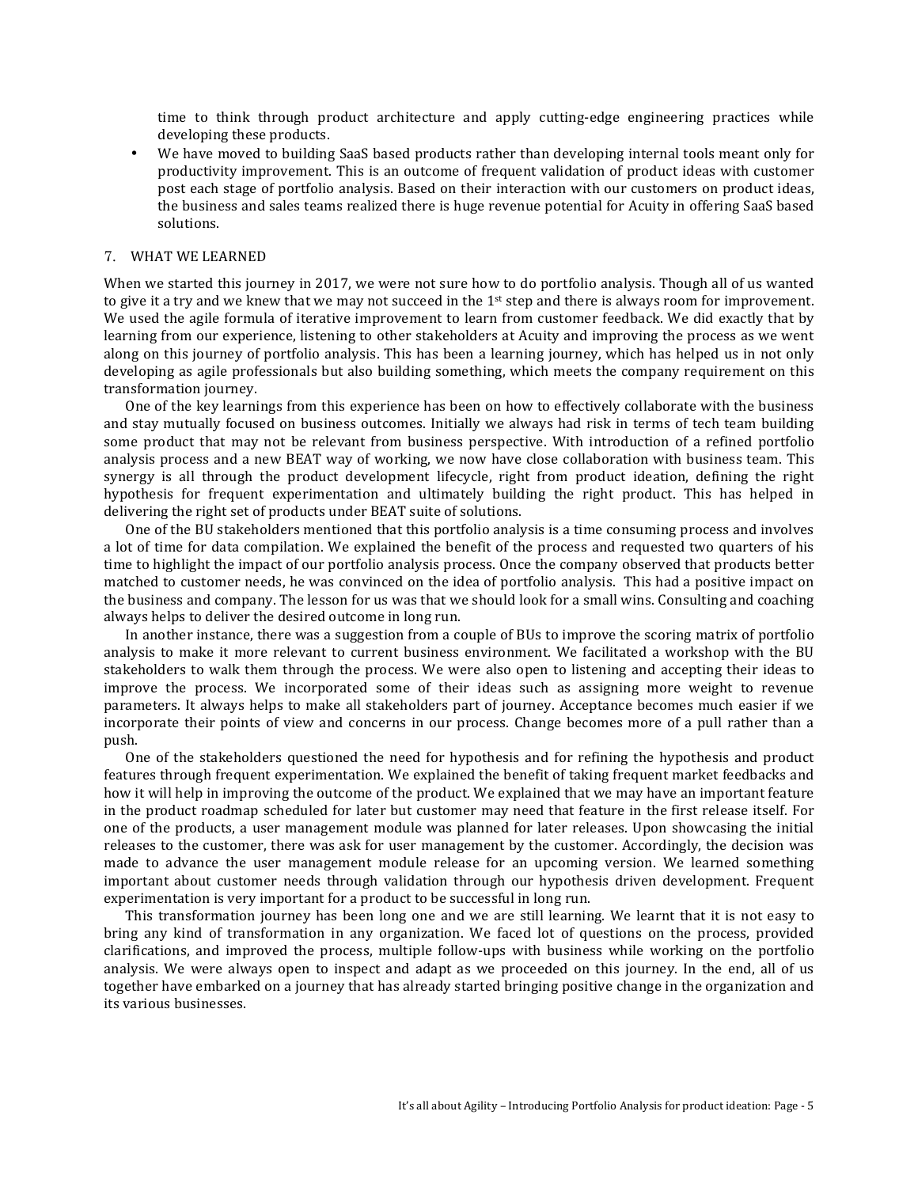time to think through product architecture and apply cutting-edge engineering practices while developing these products.

- We have moved to building SaaS based products rather than developing internal tools meant only for productivity improvement. This is an outcome of frequent validation of product ideas with customer post each stage of portfolio analysis. Based on their interaction with our customers on product ideas, the business and sales teams realized there is huge revenue potential for Acuity in offering SaaS based solutions.

## 7. WHAT WE LEARNED

When we started this journey in 2017, we were not sure how to do portfolio analysis. Though all of us wanted to give it a try and we knew that we may not succeed in the 1st step and there is always room for improvement. We used the agile formula of iterative improvement to learn from customer feedback. We did exactly that by learning from our experience, listening to other stakeholders at Acuity and improving the process as we went along on this journey of portfolio analysis. This has been a learning journey, which has helped us in not only developing as agile professionals but also building something, which meets the company requirement on this transformation journey.

One of the key learnings from this experience has been on how to effectively collaborate with the business and stay mutually focused on business outcomes. Initially we always had risk in terms of tech team building some product that may not be relevant from business perspective. With introduction of a refined portfolio analysis process and a new BEAT way of working, we now have close collaboration with business team. This synergy is all through the product development lifecycle, right from product ideation, defining the right hypothesis for frequent experimentation and ultimately building the right product. This has helped in delivering the right set of products under BEAT suite of solutions.

One of the BU stakeholders mentioned that this portfolio analysis is a time consuming process and involves a lot of time for data compilation. We explained the benefit of the process and requested two quarters of his time to highlight the impact of our portfolio analysis process. Once the company observed that products better matched to customer needs, he was convinced on the idea of portfolio analysis. This had a positive impact on the business and company. The lesson for us was that we should look for a small wins. Consulting and coaching always helps to deliver the desired outcome in long run.

In another instance, there was a suggestion from a couple of BUs to improve the scoring matrix of portfolio analysis to make it more relevant to current business environment. We facilitated a workshop with the BU stakeholders to walk them through the process. We were also open to listening and accepting their ideas to improve the process. We incorporated some of their ideas such as assigning more weight to revenue parameters. It always helps to make all stakeholders part of journey. Acceptance becomes much easier if we incorporate their points of view and concerns in our process. Change becomes more of a pull rather than a push.

One of the stakeholders questioned the need for hypothesis and for refining the hypothesis and product features through frequent experimentation. We explained the benefit of taking frequent market feedbacks and how it will help in improving the outcome of the product. We explained that we may have an important feature in the product roadmap scheduled for later but customer may need that feature in the first release itself. For one of the products, a user management module was planned for later releases. Upon showcasing the initial releases to the customer, there was ask for user management by the customer. Accordingly, the decision was made to advance the user management module release for an upcoming version. We learned something important about customer needs through validation through our hypothesis driven development. Frequent experimentation is very important for a product to be successful in long run.

This transformation journey has been long one and we are still learning. We learnt that it is not easy to bring any kind of transformation in any organization. We faced lot of questions on the process, provided clarifications, and improved the process, multiple follow-ups with business while working on the portfolio analysis. We were always open to inspect and adapt as we proceeded on this journey. In the end, all of us together have embarked on a journey that has already started bringing positive change in the organization and its various businesses.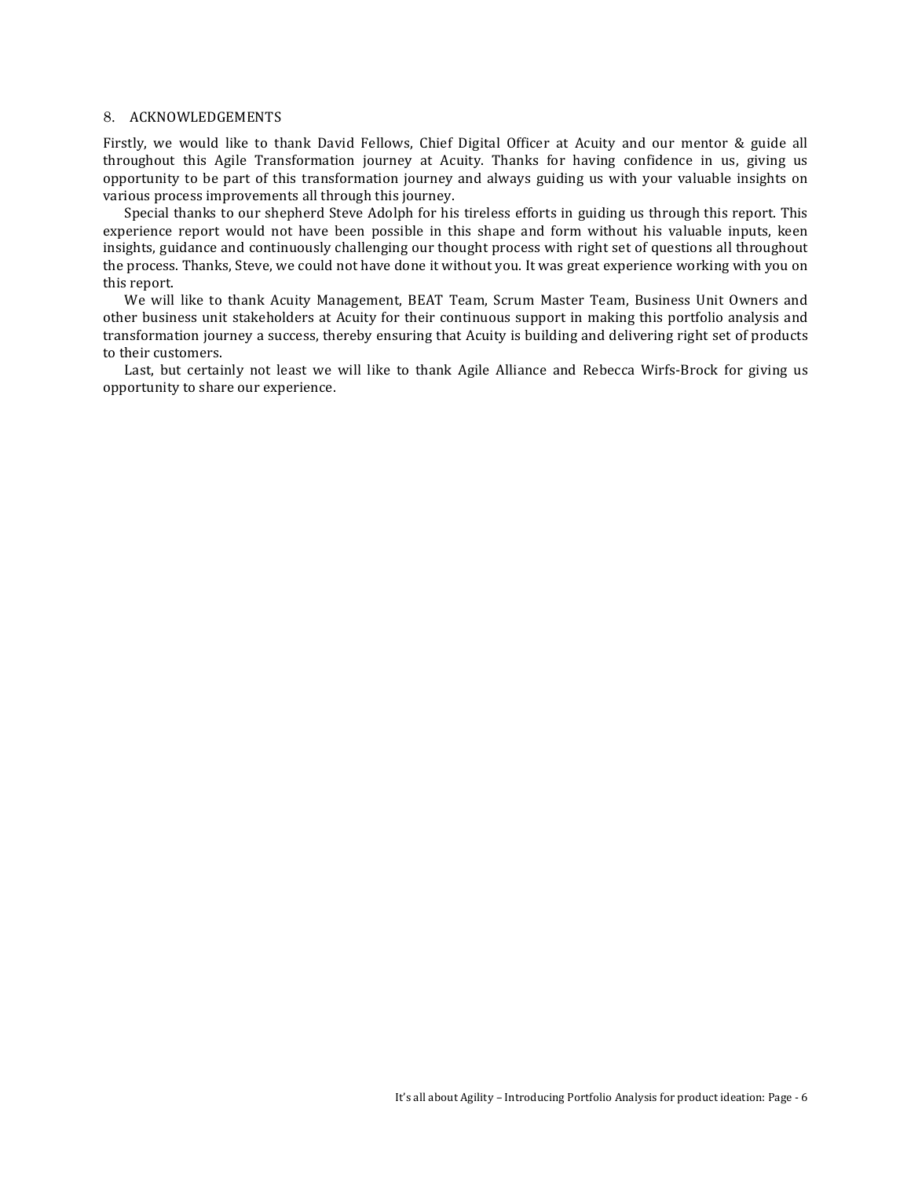## 8. ACKNOWLEDGEMENTS

Firstly, we would like to thank David Fellows, Chief Digital Officer at Acuity and our mentor & guide all throughout this Agile Transformation journey at Acuity. Thanks for having confidence in us, giving us opportunity to be part of this transformation journey and always guiding us with your valuable insights on various process improvements all through this journey.

Special thanks to our shepherd Steve Adolph for his tireless efforts in guiding us through this report. This experience report would not have been possible in this shape and form without his valuable inputs, keen insights, guidance and continuously challenging our thought process with right set of questions all throughout the process. Thanks, Steve, we could not have done it without you. It was great experience working with you on this report.

We will like to thank Acuity Management, BEAT Team, Scrum Master Team, Business Unit Owners and other business unit stakeholders at Acuity for their continuous support in making this portfolio analysis and transformation journey a success, thereby ensuring that Acuity is building and delivering right set of products to their customers.

Last, but certainly not least we will like to thank Agile Alliance and Rebecca Wirfs-Brock for giving us opportunity to share our experience.